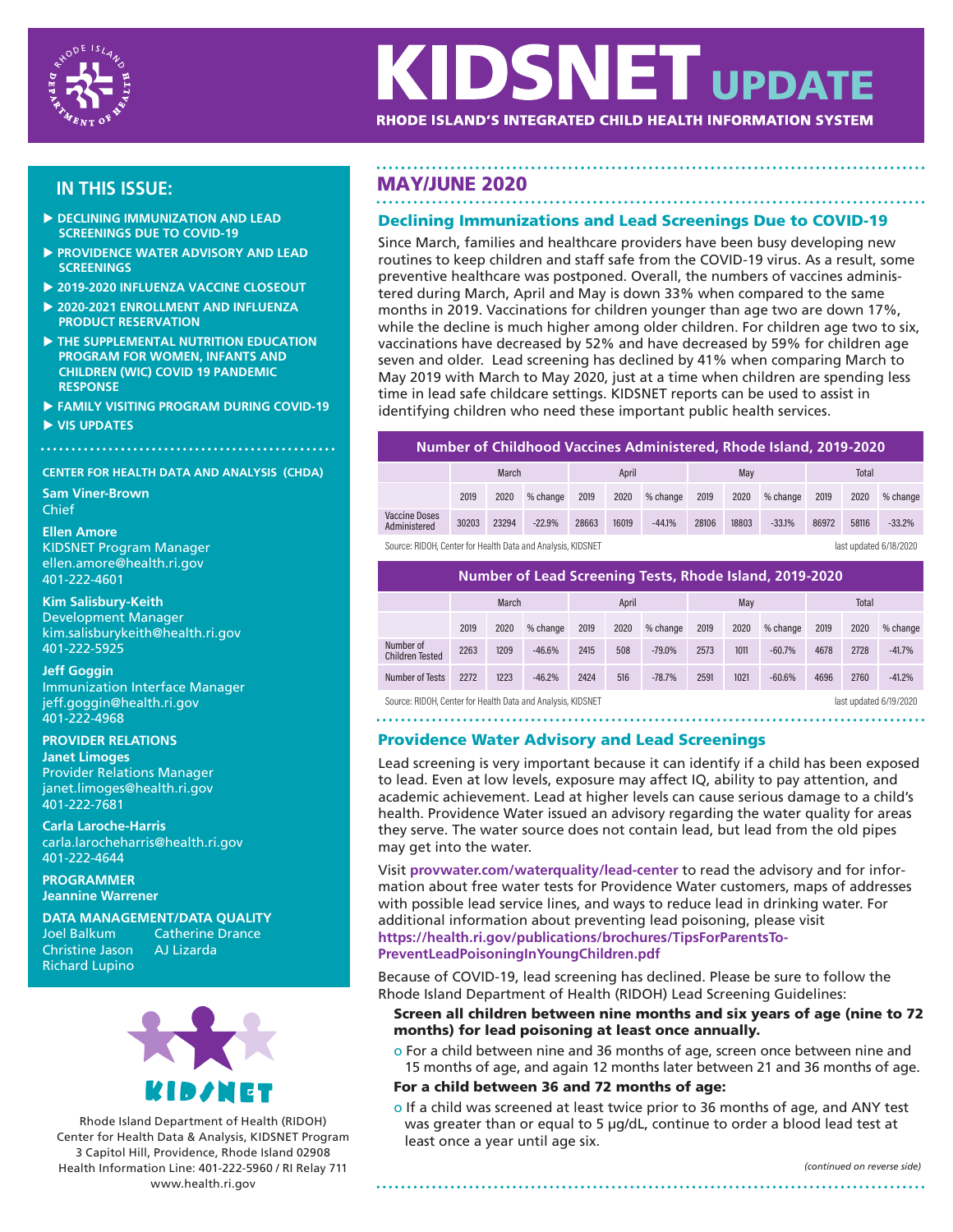# KIDSNET UPDATE

**RHODE ISLAND'S INTEGRATED CHILD HEALTH INFORMATION SYSTEM**

## IN THIS ISSUE:

- **DECLINING IMMUNIZATION AND LEAD SCREENINGS DUE TO COVID-19**
- **PROVIDENCE WATER ADVISORY AND LEAD SCREENINGS**
- **2019-2020 INFLUENZA VACCINE CLOSEOUT**
- **2020-2021 ENROLLMENT AND INFLUENZA PRODUCT RESERVATION**
- **THE SUPPLEMENTAL NUTRITION EDUCATION PROGRAM FOR WOMEN, INFANTS AND CHILDREN (WIC) COVID 19 PANDEMIC RESPONSE**
- **FAMILY VISITING PROGRAM DURING COVID-19**
- **VIS UPDATES**

**CENTER FOR HEALTH DATA AND ANALYSIS (CHDA)**

**Sam Viner-Brown**
Chief

**Ellen Amore**
KIDSNET Program Manager
ellen.amore@health.ri.gov
401-222-4601

**Kim Salisbury-Keith**
Development Manager
kim.salisburykeith@health.ri.gov
401-222-5925

**Jeff Goggin**
Immunization Interface Manager
jeff.goggin@health.ri.gov
401-222-4968

**PROVIDER RELATIONS**
**Janet Limoges**
Provider Relations Manager
janet.limoges@health.ri.gov
401-222-7681

**Carla Laroche-Harris**
carla.larocheharris@health.ri.gov
401-222-4644

**PROGRAMMER**
**Jeannine Warrener**

**DATA MANAGEMENT/DATA QUALITY**
Joel Balkum
Catherine Drance
Christine Jason
AJ Lizarda
Richard Lupino

Rhode Island Department of Health (RIDOH)
Center for Health Data & Analysis, KIDSNET Program
3 Capitol Hill, Providence, Rhode Island 02908
Health Information Line: 401-222-5960 / RI Relay 711
www.health.ri.gov

## MAY/JUNE 2020

### Declining Immunizations and Lead Screenings Due to COVID-19

Since March, families and healthcare providers have been busy developing new routines to keep children and staff safe from the COVID-19 virus. As a result, some preventive healthcare was postponed. Overall, the numbers of vaccines administered during March, April and May is down 33% when compared to the same months in 2019. Vaccinations for children younger than age two are down 17%, while the decline is much higher among older children. For children age two to six, vaccinations have decreased by 52% and have decreased by 59% for children age seven and older. Lead screening has declined by 41% when comparing March to May 2019 with March to May 2020, just at a time when children are spending less time in lead safe childcare settings. KIDSNET reports can be used to assist in identifying children who need these important public health services.

**Number of Childhood Vaccines Administered, Rhode Island, 2019-2020**

| | March | | | April | | | May | | | Total | | |
|---|---|---|---|---|---|---|---|---|---|---|---|---|
| | 2019 | 2020 | % change | 2019 | 2020 | % change | 2019 | 2020 | % change | 2019 | 2020 | % change |
| Vaccine Doses Administered | 30203 | 23294 | -22.9% | 28663 | 16019 | -44.1% | 28106 | 18803 | -33.1% | 86972 | 58116 | -33.2% |

Source: RIDOH, Center for Health Data and Analysis, KIDSNET — last updated 6/18/2020

**Number of Lead Screening Tests, Rhode Island, 2019-2020**

| | March | | | April | | | May | | | Total | | |
|---|---|---|---|---|---|---|---|---|---|---|---|---|
| | 2019 | 2020 | % change | 2019 | 2020 | % change | 2019 | 2020 | % change | 2019 | 2020 | % change |
| Number of Children Tested | 2263 | 1209 | -46.6% | 2415 | 508 | -79.0% | 2573 | 1011 | -60.7% | 4678 | 2728 | -41.7% |
| Number of Tests | 2272 | 1223 | -46.2% | 2424 | 516 | -78.7% | 2591 | 1021 | -60.6% | 4696 | 2760 | -41.2% |

Source: RIDOH, Center for Health Data and Analysis, KIDSNET — last updated 6/19/2020

### Providence Water Advisory and Lead Screenings

Lead screening is very important because it can identify if a child has been exposed to lead. Even at low levels, exposure may affect IQ, ability to pay attention, and academic achievement. Lead at higher levels can cause serious damage to a child's health. Providence Water issued an advisory regarding the water quality for areas they serve. The water source does not contain lead, but lead from the old pipes may get into the water.

Visit **provwater.com/waterquality/lead-center** to read the advisory and for information about free water tests for Providence Water customers, maps of addresses with possible lead service lines, and ways to reduce lead in drinking water. For additional information about preventing lead poisoning, please visit **https://health.ri.gov/publications/brochures/TipsForParentsToPreventLeadPoisoningInYoungChildren.pdf**

Because of COVID-19, lead screening has declined. Please be sure to follow the Rhode Island Department of Health (RIDOH) Lead Screening Guidelines:

**Screen all children between nine months and six years of age (nine to 72 months) for lead poisoning at least once annually.**

- For a child between nine and 36 months of age, screen once between nine and 15 months of age, and again 12 months later between 21 and 36 months of age.

**For a child between 36 and 72 months of age:**

- If a child was screened at least twice prior to 36 months of age, and ANY test was greater than or equal to 5 µg/dL, continue to order a blood lead test at least once a year until age six.

*(continued on reverse side)*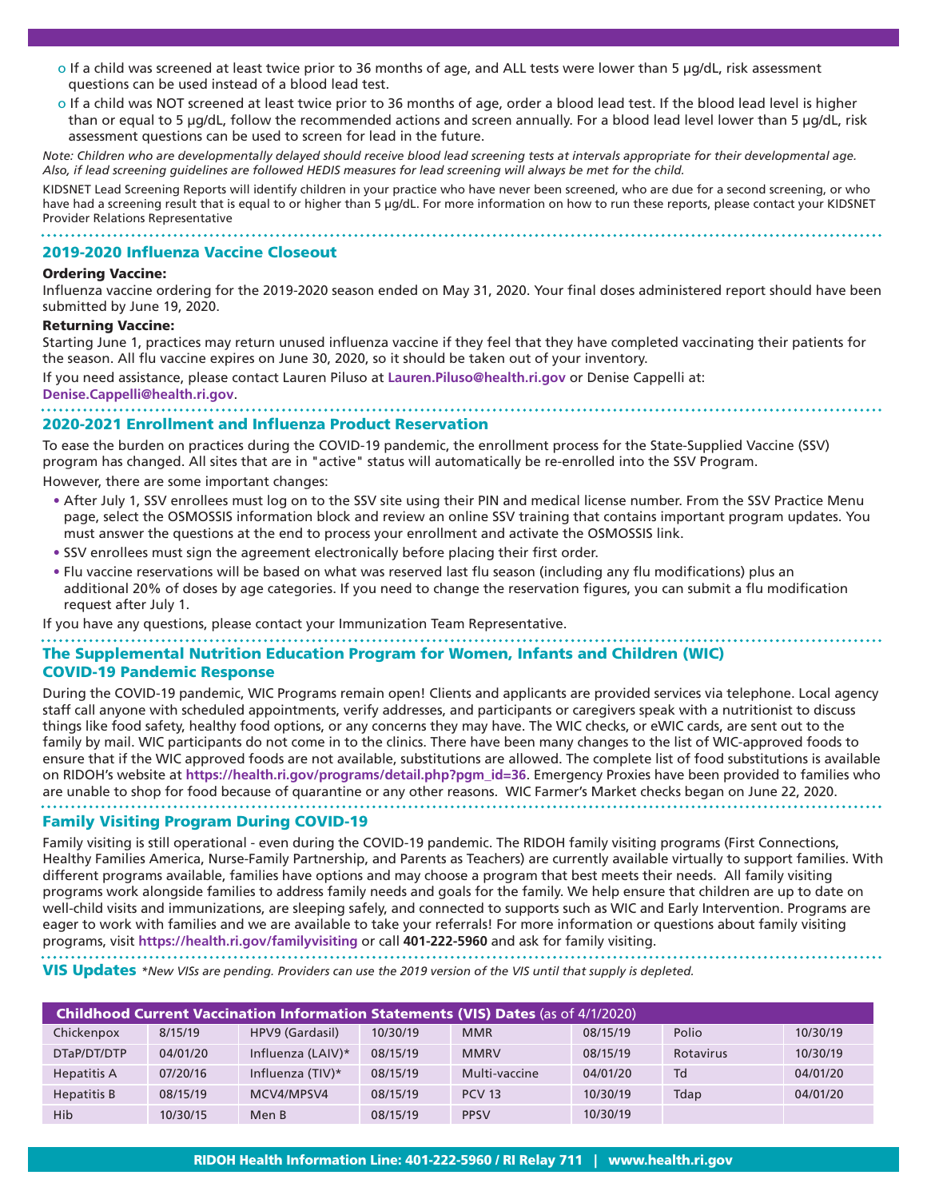- If a child was screened at least twice prior to 36 months of age, and ALL tests were lower than 5 µg/dL, risk assessment questions can be used instead of a blood lead test.
- If a child was NOT screened at least twice prior to 36 months of age, order a blood lead test. If the blood lead level is higher than or equal to 5 µg/dL, follow the recommended actions and screen annually. For a blood lead level lower than 5 µg/dL, risk assessment questions can be used to screen for lead in the future.

*Note: Children who are developmentally delayed should receive blood lead screening tests at intervals appropriate for their developmental age. Also, if lead screening guidelines are followed HEDIS measures for lead screening will always be met for the child.*

KIDSNET Lead Screening Reports will identify children in your practice who have never been screened, who are due for a second screening, or who have had a screening result that is equal to or higher than 5 µg/dL. For more information on how to run these reports, please contact your KIDSNET Provider Relations Representative

## 2019-2020 Influenza Vaccine Closeout

**Ordering Vaccine:**

Influenza vaccine ordering for the 2019-2020 season ended on May 31, 2020. Your final doses administered report should have been submitted by June 19, 2020.

**Returning Vaccine:**

Starting June 1, practices may return unused influenza vaccine if they feel that they have completed vaccinating their patients for the season. All flu vaccine expires on June 30, 2020, so it should be taken out of your inventory.

If you need assistance, please contact Lauren Piluso at **Lauren.Piluso@health.ri.gov** or Denise Cappelli at: **Denise.Cappelli@health.ri.gov**.

## 2020-2021 Enrollment and Influenza Product Reservation

To ease the burden on practices during the COVID-19 pandemic, the enrollment process for the State-Supplied Vaccine (SSV) program has changed. All sites that are in "active" status will automatically be re-enrolled into the SSV Program.

However, there are some important changes:

- After July 1, SSV enrollees must log on to the SSV site using their PIN and medical license number. From the SSV Practice Menu page, select the OSMOSSIS information block and review an online SSV training that contains important program updates. You must answer the questions at the end to process your enrollment and activate the OSMOSSIS link.
- SSV enrollees must sign the agreement electronically before placing their first order.
- Flu vaccine reservations will be based on what was reserved last flu season (including any flu modifications) plus an additional 20% of doses by age categories. If you need to change the reservation figures, you can submit a flu modification request after July 1.

If you have any questions, please contact your Immunization Team Representative.

## The Supplemental Nutrition Education Program for Women, Infants and Children (WIC) COVID-19 Pandemic Response

During the COVID-19 pandemic, WIC Programs remain open! Clients and applicants are provided services via telephone. Local agency staff call anyone with scheduled appointments, verify addresses, and participants or caregivers speak with a nutritionist to discuss things like food safety, healthy food options, or any concerns they may have. The WIC checks, or eWIC cards, are sent out to the family by mail. WIC participants do not come in to the clinics. There have been many changes to the list of WIC-approved foods to ensure that if the WIC approved foods are not available, substitutions are allowed. The complete list of food substitutions is available on RIDOH's website at **https://health.ri.gov/programs/detail.php?pgm_id=36**. Emergency Proxies have been provided to families who are unable to shop for food because of quarantine or any other reasons. WIC Farmer's Market checks began on June 22, 2020.

## Family Visiting Program During COVID-19

Family visiting is still operational - even during the COVID-19 pandemic. The RIDOH family visiting programs (First Connections, Healthy Families America, Nurse-Family Partnership, and Parents as Teachers) are currently available virtually to support families. With different programs available, families have options and may choose a program that best meets their needs. All family visiting programs work alongside families to address family needs and goals for the family. We help ensure that children are up to date on well-child visits and immunizations, are sleeping safely, and connected to supports such as WIC and Early Intervention. Programs are eager to work with families and we are available to take your referrals! For more information or questions about family visiting programs, visit **https://health.ri.gov/familyvisiting** or call **401-222-5960** and ask for family visiting.

## VIS Updates

*\*New VISs are pending. Providers can use the 2019 version of the VIS until that supply is depleted.*

| **Childhood Current Vaccination Information Statements (VIS) Dates** (as of 4/1/2020) | | | | | | | |
|---|---|---|---|---|---|---|---|
| Chickenpox | 8/15/19 | HPV9 (Gardasil) | 10/30/19 | MMR | 08/15/19 | Polio | 10/30/19 |
| DTaP/DT/DTP | 04/01/20 | Influenza (LAIV)* | 08/15/19 | MMRV | 08/15/19 | Rotavirus | 10/30/19 |
| Hepatitis A | 07/20/16 | Influenza (TIV)* | 08/15/19 | Multi-vaccine | 04/01/20 | Td | 04/01/20 |
| Hepatitis B | 08/15/19 | MCV4/MPSV4 | 08/15/19 | PCV 13 | 10/30/19 | Tdap | 04/01/20 |
| Hib | 10/30/15 | Men B | 08/15/19 | PPSV | 10/30/19 | | |

RIDOH Health Information Line: 401-222-5960 / RI Relay 711 | www.health.ri.gov